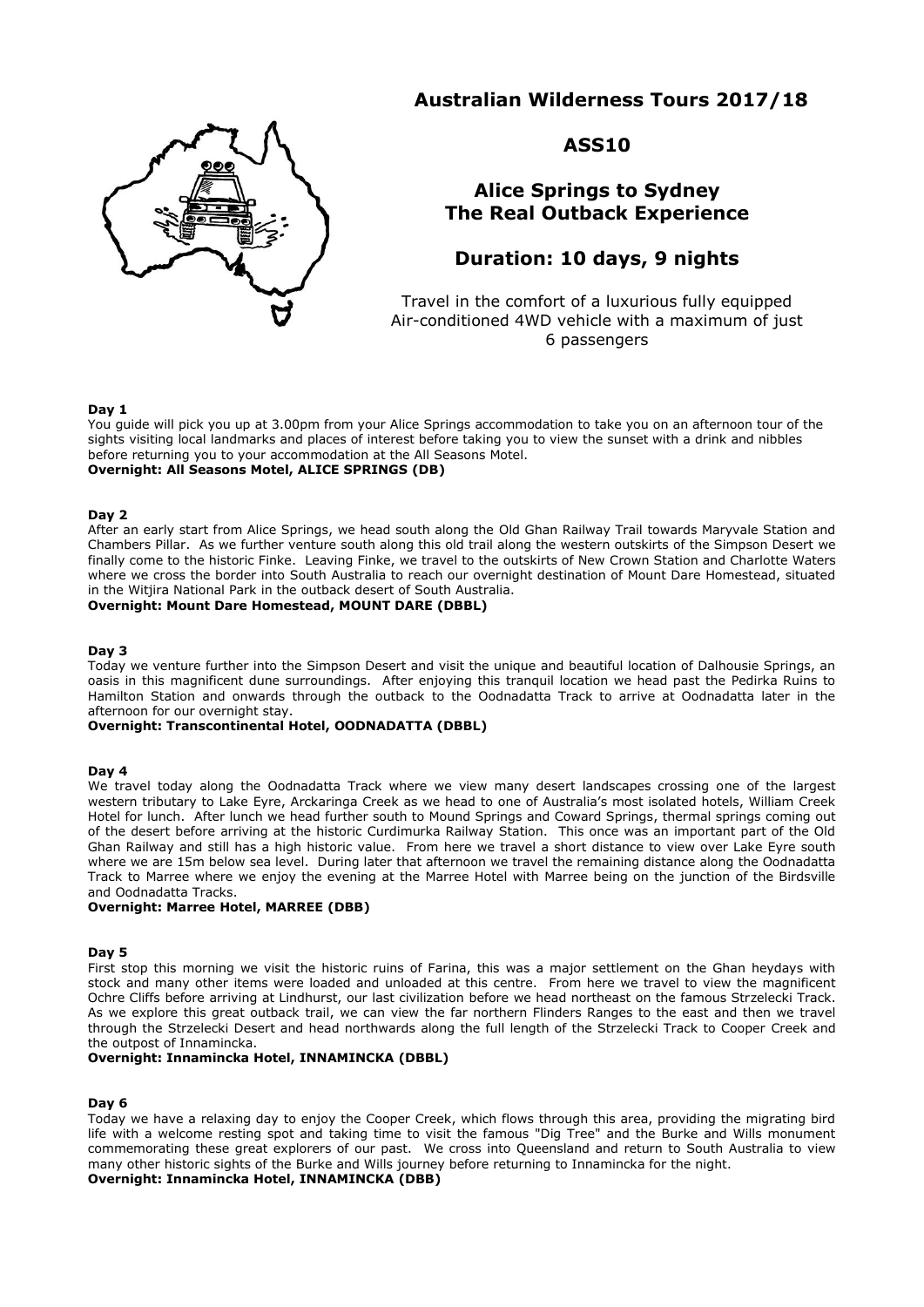# Australian Wilderness Tours 2017/18

## ASS10

## Alice Springs to Sydney
## The Real Outback Experience

## Duration: 10 days, 9 nights

Travel in the comfort of a luxurious fully equipped Air-conditioned 4WD vehicle with a maximum of just 6 passengers

**Day 1**

You guide will pick you up at 3.00pm from your Alice Springs accommodation to take you on an afternoon tour of the sights visiting local landmarks and places of interest before taking you to view the sunset with a drink and nibbles before returning you to your accommodation at the All Seasons Motel.

**Overnight: All Seasons Motel, ALICE SPRINGS (DB)**

**Day 2**

After an early start from Alice Springs, we head south along the Old Ghan Railway Trail towards Maryvale Station and Chambers Pillar. As we further venture south along this old trail along the western outskirts of the Simpson Desert we finally come to the historic Finke. Leaving Finke, we travel to the outskirts of New Crown Station and Charlotte Waters where we cross the border into South Australia to reach our overnight destination of Mount Dare Homestead, situated in the Witjira National Park in the outback desert of South Australia.

**Overnight: Mount Dare Homestead, MOUNT DARE (DBBL)**

**Day 3**

Today we venture further into the Simpson Desert and visit the unique and beautiful location of Dalhousie Springs, an oasis in this magnificent dune surroundings. After enjoying this tranquil location we head past the Pedirka Ruins to Hamilton Station and onwards through the outback to the Oodnadatta Track to arrive at Oodnadatta later in the afternoon for our overnight stay.

**Overnight: Transcontinental Hotel, OODNADATTA (DBBL)**

**Day 4**

We travel today along the Oodnadatta Track where we view many desert landscapes crossing one of the largest western tributary to Lake Eyre, Arckaringa Creek as we head to one of Australia's most isolated hotels, William Creek Hotel for lunch. After lunch we head further south to Mound Springs and Coward Springs, thermal springs coming out of the desert before arriving at the historic Curdimurka Railway Station. This once was an important part of the Old Ghan Railway and still has a high historic value. From here we travel a short distance to view over Lake Eyre south where we are 15m below sea level. During later that afternoon we travel the remaining distance along the Oodnadatta Track to Marree where we enjoy the evening at the Marree Hotel with Marree being on the junction of the Birdsville and Oodnadatta Tracks.

**Overnight: Marree Hotel, MARREE (DBB)**

**Day 5**

First stop this morning we visit the historic ruins of Farina, this was a major settlement on the Ghan heydays with stock and many other items were loaded and unloaded at this centre. From here we travel to view the magnificent Ochre Cliffs before arriving at Lindhurst, our last civilization before we head northeast on the famous Strzelecki Track. As we explore this great outback trail, we can view the far northern Flinders Ranges to the east and then we travel through the Strzelecki Desert and head northwards along the full length of the Strzelecki Track to Cooper Creek and the outpost of Innamincka.

**Overnight: Innamincka Hotel, INNAMINCKA (DBBL)**

**Day 6**

Today we have a relaxing day to enjoy the Cooper Creek, which flows through this area, providing the migrating bird life with a welcome resting spot and taking time to visit the famous "Dig Tree" and the Burke and Wills monument commemorating these great explorers of our past. We cross into Queensland and return to South Australia to view many other historic sights of the Burke and Wills journey before returning to Innamincka for the night.

**Overnight: Innamincka Hotel, INNAMINCKA (DBB)**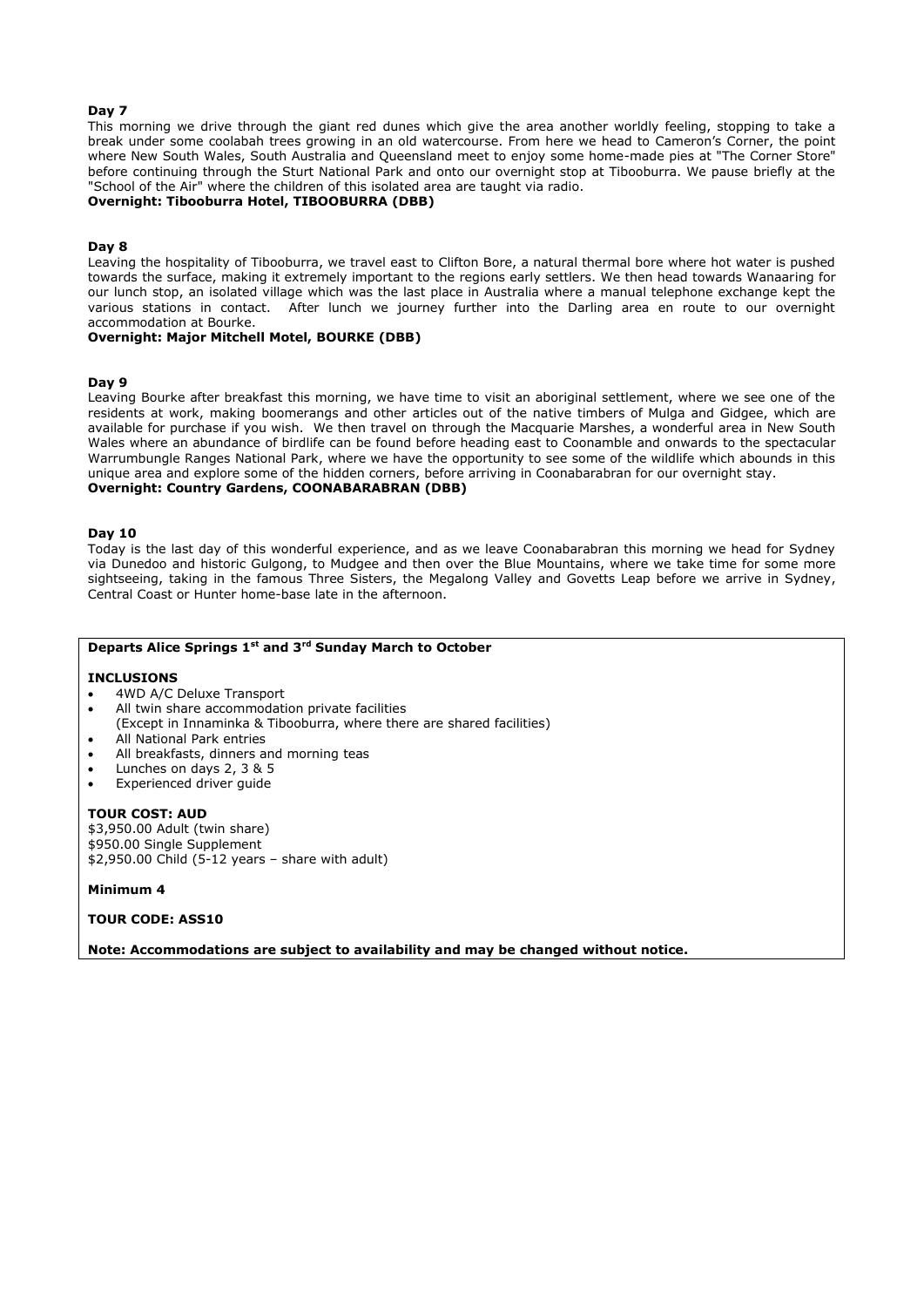**Day 7**

This morning we drive through the giant red dunes which give the area another worldly feeling, stopping to take a break under some coolabah trees growing in an old watercourse. From here we head to Cameron's Corner, the point where New South Wales, South Australia and Queensland meet to enjoy some home-made pies at "The Corner Store" before continuing through the Sturt National Park and onto our overnight stop at Tibooburra. We pause briefly at the "School of the Air" where the children of this isolated area are taught via radio.

**Overnight: Tibooburra Hotel, TIBOOBURRA (DBB)**

**Day 8**

Leaving the hospitality of Tibooburra, we travel east to Clifton Bore, a natural thermal bore where hot water is pushed towards the surface, making it extremely important to the regions early settlers. We then head towards Wanaaring for our lunch stop, an isolated village which was the last place in Australia where a manual telephone exchange kept the various stations in contact. After lunch we journey further into the Darling area en route to our overnight accommodation at Bourke.

**Overnight: Major Mitchell Motel, BOURKE (DBB)**

**Day 9**

Leaving Bourke after breakfast this morning, we have time to visit an aboriginal settlement, where we see one of the residents at work, making boomerangs and other articles out of the native timbers of Mulga and Gidgee, which are available for purchase if you wish. We then travel on through the Macquarie Marshes, a wonderful area in New South Wales where an abundance of birdlife can be found before heading east to Coonamble and onwards to the spectacular Warrumbungle Ranges National Park, where we have the opportunity to see some of the wildlife which abounds in this unique area and explore some of the hidden corners, before arriving in Coonabarabran for our overnight stay.

**Overnight: Country Gardens, COONABARABRAN (DBB)**

**Day 10**

Today is the last day of this wonderful experience, and as we leave Coonabarabran this morning we head for Sydney via Dunedoo and historic Gulgong, to Mudgee and then over the Blue Mountains, where we take time for some more sightseeing, taking in the famous Three Sisters, the Megalong Valley and Govetts Leap before we arrive in Sydney, Central Coast or Hunter home-base late in the afternoon.

**Departs Alice Springs 1st and 3rd Sunday March to October**

**INCLUSIONS**

- 4WD A/C Deluxe Transport
- All twin share accommodation private facilities
  (Except in Innaminka & Tibooburra, where there are shared facilities)
- All National Park entries
- All breakfasts, dinners and morning teas
- Lunches on days 2, 3 & 5
- Experienced driver guide

**TOUR COST: AUD**

$3,950.00 Adult (twin share)
$950.00 Single Supplement
$2,950.00 Child (5-12 years – share with adult)

**Minimum 4**

**TOUR CODE: ASS10**

**Note: Accommodations are subject to availability and may be changed without notice.**